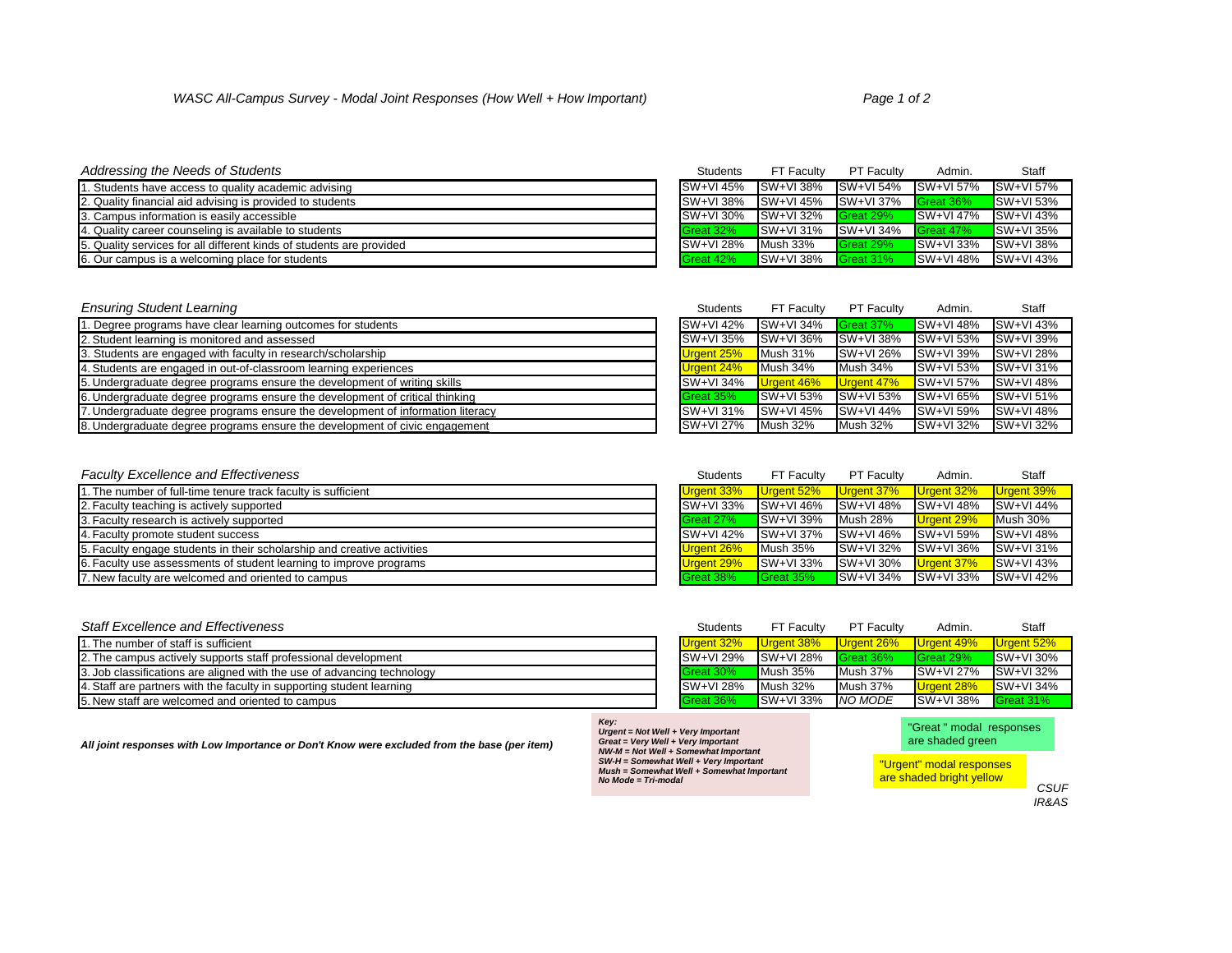## *WASC All-Campus Survey - Modal Joint Responses (How Well + How Important)*

### *Addressing the Needs of Students*

| | Students | FT Faculty | PT Faculty | Admin. | Staff |
|---|---|---|---|---|---|
| 1. Students have access to quality academic advising | SW+VI 45% | SW+VI 38% | SW+VI 54% | SW+VI 57% | SW+VI 57% |
| 2. Quality financial aid advising is provided to students | SW+VI 38% | SW+VI 45% | SW+VI 37% | Great 36% | SW+VI 53% |
| 3. Campus information is easily accessible | SW+VI 30% | SW+VI 32% | Great 29% | SW+VI 47% | SW+VI 43% |
| 4. Quality career counseling is available to students | Great 32% | SW+VI 31% | SW+VI 34% | Great 47% | SW+VI 35% |
| 5. Quality services for all different kinds of students are provided | SW+VI 28% | Mush 33% | Great 29% | SW+VI 33% | SW+VI 38% |
| 6. Our campus is a welcoming place for students | Great 42% | SW+VI 38% | Great 31% | SW+VI 48% | SW+VI 43% |

### *Ensuring Student Learning*

| | Students | FT Faculty | PT Faculty | Admin. | Staff |
|---|---|---|---|---|---|
| 1. Degree programs have clear learning outcomes for students | SW+VI 42% | SW+VI 34% | Great 37% | SW+VI 48% | SW+VI 43% |
| 2. Student learning is monitored and assessed | SW+VI 35% | SW+VI 36% | SW+VI 38% | SW+VI 53% | SW+VI 39% |
| 3. Students are engaged with faculty in research/scholarship | Urgent 25% | Mush 31% | SW+VI 26% | SW+VI 39% | SW+VI 28% |
| 4. Students are engaged in out-of-classroom learning experiences | Urgent 24% | Mush 34% | Mush 34% | SW+VI 53% | SW+VI 31% |
| 5. Undergraduate degree programs ensure the development of writing skills | SW+VI 34% | Urgent 46% | Urgent 47% | SW+VI 57% | SW+VI 48% |
| 6. Undergraduate degree programs ensure the development of critical thinking | Great 35% | SW+VI 53% | SW+VI 53% | SW+VI 65% | SW+VI 51% |
| 7. Undergraduate degree programs ensure the development of information literacy | SW+VI 31% | SW+VI 45% | SW+VI 44% | SW+VI 59% | SW+VI 48% |
| 8. Undergraduate degree programs ensure the development of civic engagement | SW+VI 27% | Mush 32% | Mush 32% | SW+VI 32% | SW+VI 32% |

### *Faculty Excellence and Effectiveness*

| | Students | FT Faculty | PT Faculty | Admin. | Staff |
|---|---|---|---|---|---|
| 1. The number of full-time tenure track faculty is sufficient | Urgent 33% | Urgent 52% | Urgent 37% | Urgent 32% | Urgent 39% |
| 2. Faculty teaching is actively supported | SW+VI 33% | SW+VI 46% | SW+VI 48% | SW+VI 48% | SW+VI 44% |
| 3. Faculty research is actively supported | Great 27% | SW+VI 39% | Mush 28% | Urgent 29% | Mush 30% |
| 4. Faculty promote student success | SW+VI 42% | SW+VI 37% | SW+VI 46% | SW+VI 59% | SW+VI 48% |
| 5. Faculty engage students in their scholarship and creative activities | Urgent 26% | Mush 35% | SW+VI 32% | SW+VI 36% | SW+VI 31% |
| 6. Faculty use assessments of student learning to improve programs | Urgent 29% | SW+VI 33% | SW+VI 30% | Urgent 37% | SW+VI 43% |
| 7. New faculty are welcomed and oriented to campus | Great 38% | Great 35% | SW+VI 34% | SW+VI 33% | SW+VI 42% |

### *Staff Excellence and Effectiveness*

| | Students | FT Faculty | PT Faculty | Admin. | Staff |
|---|---|---|---|---|---|
| 1. The number of staff is sufficient | Urgent 32% | Urgent 38% | Urgent 26% | Urgent 49% | Urgent 52% |
| 2. The campus actively supports staff professional development | SW+VI 29% | SW+VI 28% | Great 36% | Great 29% | SW+VI 30% |
| 3. Job classifications are aligned with the use of advancing technology | Great 30% | Mush 35% | Mush 37% | SW+VI 27% | SW+VI 32% |
| 4. Staff are partners with the faculty in supporting student learning | SW+VI 28% | Mush 32% | Mush 37% | Urgent 28% | SW+VI 34% |
| 5. New staff are welcomed and oriented to campus | Great 36% | SW+VI 33% | *NO MODE* | SW+VI 38% | Great 31% |

***All joint responses with Low Importance or Don't Know were excluded from the base (per item)***

***Key:***
***Urgent = Not Well + Very Important***
***Great = Very Well + Very Important***
***NW-M = Not Well + Somewhat Important***
***SW-H = Somewhat Well + Very Important***
***Mush = Somewhat Well + Somewhat Important***
***No Mode = Tri-modal***

"Great " modal responses are shaded green

"Urgent" modal responses are shaded bright yellow

*CSUF IR&AS*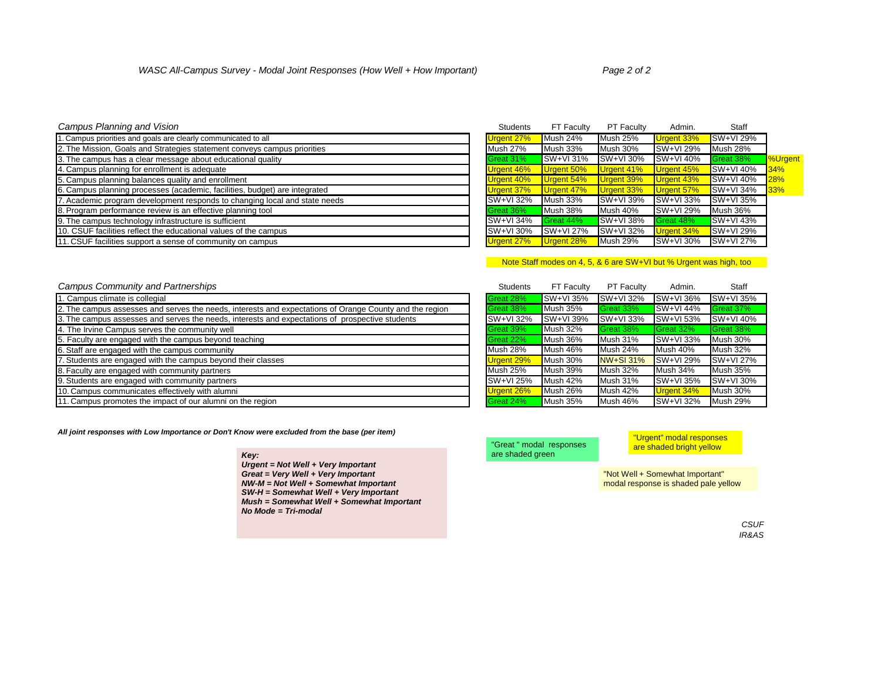*WASC All-Campus Survey - Modal Joint Responses (How Well + How Important)*

### Campus Planning and Vision

| Campus Planning and Vision | Students | FT Faculty | PT Faculty | Admin. | Staff | %Urgent |
|---|---|---|---|---|---|---|
| 1. Campus priorities and goals are clearly communicated to all | Urgent 27% | Mush 24% | Mush 25% | Urgent 33% | SW+VI 29% | |
| 2. The Mission, Goals and Strategies statement conveys campus priorities | Mush 27% | Mush 33% | Mush 30% | SW+VI 29% | Mush 28% | |
| 3. The campus has a clear message about educational quality | Great 31% | SW+VI 31% | SW+VI 30% | SW+VI 40% | Great 38% | |
| 4. Campus planning for enrollment is adequate | Urgent 46% | Urgent 50% | Urgent 41% | Urgent 45% | SW+VI 40% | 34% |
| 5. Campus planning balances quality and enrollment | Urgent 40% | Urgent 54% | Urgent 39% | Urgent 43% | SW+VI 40% | 28% |
| 6. Campus planning processes (academic, facilities, budget) are integrated | Urgent 37% | Urgent 47% | Urgent 33% | Urgent 57% | SW+VI 34% | 33% |
| 7. Academic program development responds to changing local and state needs | SW+VI 32% | Mush 33% | SW+VI 39% | SW+VI 33% | SW+VI 35% | |
| 8. Program performance review is an effective planning tool | Great 36% | Mush 38% | Mush 40% | SW+VI 29% | Mush 36% | |
| 9. The campus technology infrastructure is sufficient | SW+VI 34% | Great 44% | SW+VI 38% | Great 48% | SW+VI 43% | |
| 10. CSUF facilities reflect the educational values of the campus | SW+VI 30% | SW+VI 27% | SW+VI 32% | Urgent 34% | SW+VI 29% | |
| 11. CSUF facilities support a sense of community on campus | Urgent 27% | Urgent 28% | Mush 29% | SW+VI 30% | SW+VI 27% | |

Note Staff modes on 4, 5, & 6 are SW+VI but % Urgent was high, too

### Campus Community and Partnerships

| Campus Community and Partnerships | Students | FT Faculty | PT Faculty | Admin. | Staff |
|---|---|---|---|---|---|
| 1. Campus climate is collegial | Great 28% | SW+VI 35% | SW+VI 32% | SW+VI 36% | SW+VI 35% |
| 2. The campus assesses and serves the needs, interests and expectations of Orange County and the region | Great 38% | Mush 35% | Great 33% | SW+VI 44% | Great 37% |
| 3. The campus assesses and serves the needs, interests and expectations of prospective students | SW+VI 32% | SW+VI 39% | SW+VI 33% | SW+VI 53% | SW+VI 40% |
| 4. The Irvine Campus serves the community well | Great 39% | Mush 32% | Great 38% | Great 32% | Great 38% |
| 5. Faculty are engaged with the campus beyond teaching | Great 22% | Mush 36% | Mush 31% | SW+VI 33% | Mush 30% |
| 6. Staff are engaged with the campus community | Mush 28% | Mush 46% | Mush 24% | Mush 40% | Mush 32% |
| 7. Students are engaged with the campus beyond their classes | Urgent 29% | Mush 30% | NW+SI 31% | SW+VI 29% | SW+VI 27% |
| 8. Faculty are engaged with community partners | Mush 25% | Mush 39% | Mush 32% | Mush 34% | Mush 35% |
| 9. Students are engaged with community partners | SW+VI 25% | Mush 42% | Mush 31% | SW+VI 35% | SW+VI 30% |
| 10. Campus communicates effectively with alumni | Urgent 26% | Mush 26% | Mush 42% | Urgent 34% | Mush 30% |
| 11. Campus promotes the impact of our alumni on the region | Great 24% | Mush 35% | Mush 46% | SW+VI 32% | Mush 29% |

***All joint responses with Low Importance or Don't Know were excluded from the base (per item)***

***Key:***
***Urgent = Not Well + Very Important***
***Great = Very Well + Very Important***
***NW-M = Not Well + Somewhat Important***
***SW-H = Somewhat Well + Very Important***
***Mush = Somewhat Well + Somewhat Important***
***No Mode = Tri-modal***

"Great " modal responses are shaded green

"Urgent" modal responses are shaded bright yellow

"Not Well + Somewhat Important" modal response is shaded pale yellow

*CSUF*
*IR&AS*